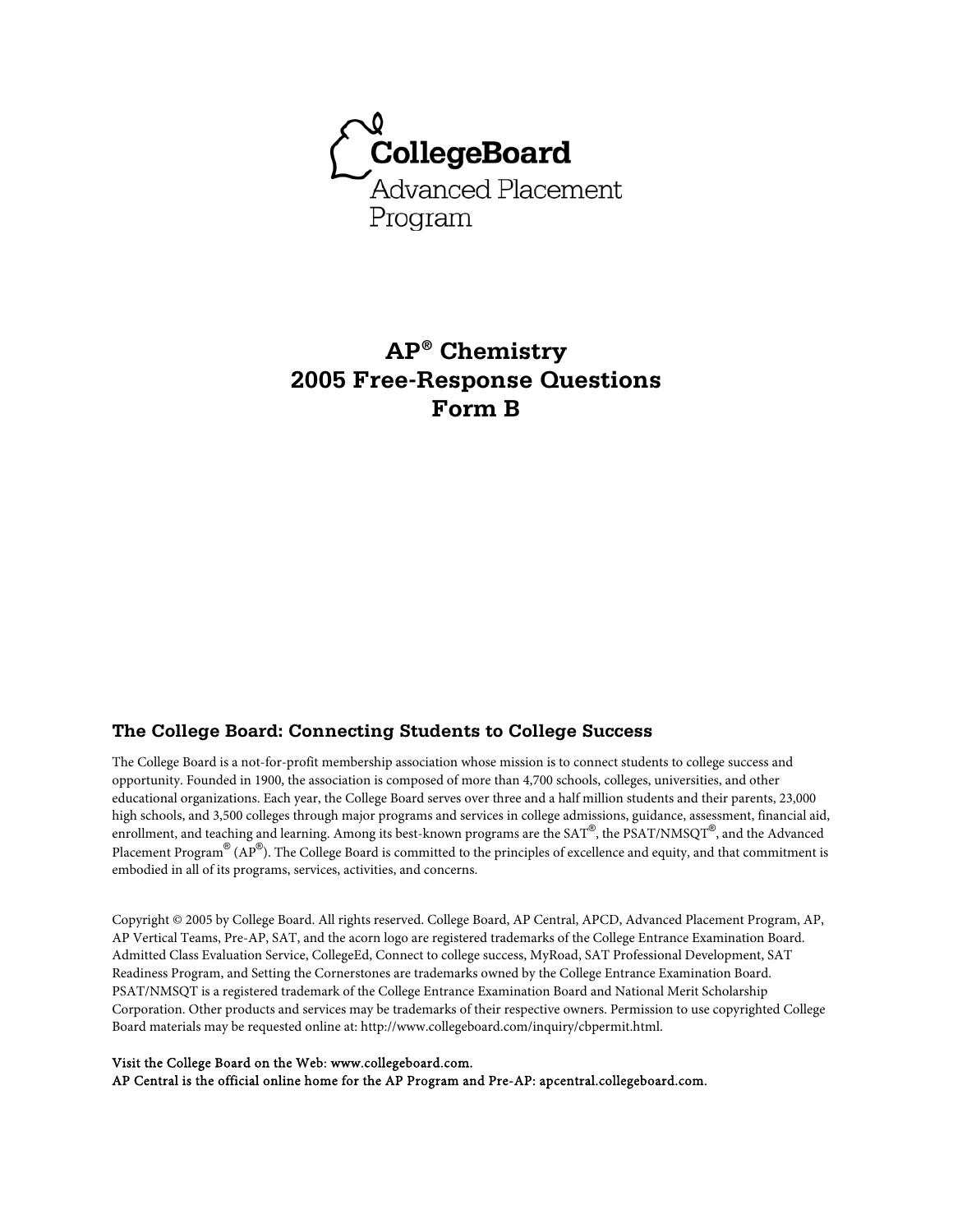CollegeBoard

Advanced Placement Program

# AP® Chemistry
# 2005 Free-Response Questions
# Form B

## The College Board: Connecting Students to College Success

The College Board is a not-for-profit membership association whose mission is to connect students to college success and opportunity. Founded in 1900, the association is composed of more than 4,700 schools, colleges, universities, and other educational organizations. Each year, the College Board serves over three and a half million students and their parents, 23,000 high schools, and 3,500 colleges through major programs and services in college admissions, guidance, assessment, financial aid, enrollment, and teaching and learning. Among its best-known programs are the SAT®, the PSAT/NMSQT®, and the Advanced Placement Program® (AP®). The College Board is committed to the principles of excellence and equity, and that commitment is embodied in all of its programs, services, activities, and concerns.

Copyright © 2005 by College Board. All rights reserved. College Board, AP Central, APCD, Advanced Placement Program, AP, AP Vertical Teams, Pre-AP, SAT, and the acorn logo are registered trademarks of the College Entrance Examination Board. Admitted Class Evaluation Service, CollegeEd, Connect to college success, MyRoad, SAT Professional Development, SAT Readiness Program, and Setting the Cornerstones are trademarks owned by the College Entrance Examination Board. PSAT/NMSQT is a registered trademark of the College Entrance Examination Board and National Merit Scholarship Corporation. Other products and services may be trademarks of their respective owners. Permission to use copyrighted College Board materials may be requested online at: http://www.collegeboard.com/inquiry/cbpermit.html.

Visit the College Board on the Web: www.collegeboard.com.
AP Central is the official online home for the AP Program and Pre-AP: apcentral.collegeboard.com.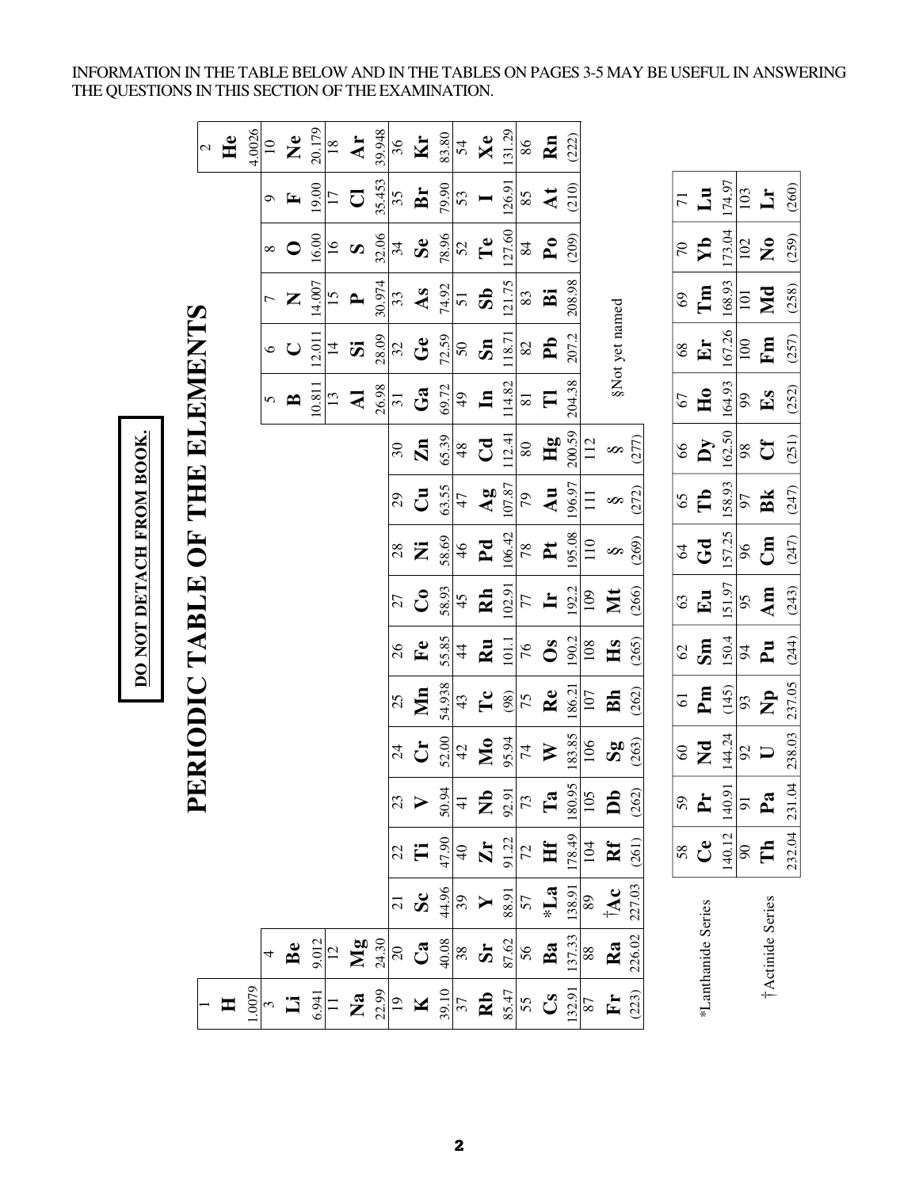INFORMATION IN THE TABLE BELOW AND IN THE TABLES ON PAGES 3-5 MAY BE USEFUL IN ANSWERING THE QUESTIONS IN THIS SECTION OF THE EXAMINATION.

**DO NOT DETACH FROM BOOK.**

# PERIODIC TABLE OF THE ELEMENTS

| 1 | 2 | 3 | 4 | 5 | 6 | 7 | 8 | 9 | 10 | 11 | 12 | 13 | 14 | 15 | 16 | 17 | 18 |
|---|---|---|---|---|---|---|---|---|---|---|---|---|---|---|---|---|---|
| 1 **H** 1.0079 | | | | | | | | | | | | | | | | | 2 **He** 4.0026 |
| 3 **Li** 6.941 | 4 **Be** 9.012 | | | | | | | | | | | 5 **B** 10.811 | 6 **C** 12.011 | 7 **N** 14.007 | 8 **O** 16.00 | 9 **F** 19.00 | 10 **Ne** 20.179 |
| 11 **Na** 22.99 | 12 **Mg** 24.30 | | | | | | | | | | | 13 **Al** 26.98 | 14 **Si** 28.09 | 15 **P** 30.974 | 16 **S** 32.06 | 17 **Cl** 35.453 | 18 **Ar** 39.948 |
| 19 **K** 39.10 | 20 **Ca** 40.08 | 21 **Sc** 44.96 | 22 **Ti** 47.90 | 23 **V** 50.94 | 24 **Cr** 52.00 | 25 **Mn** 54.938 | 26 **Fe** 55.85 | 27 **Co** 58.93 | 28 **Ni** 58.69 | 29 **Cu** 63.55 | 30 **Zn** 65.39 | 31 **Ga** 69.72 | 32 **Ge** 72.59 | 33 **As** 74.92 | 34 **Se** 78.96 | 35 **Br** 79.90 | 36 **Kr** 83.80 |
| 37 **Rb** 85.47 | 38 **Sr** 87.62 | 39 **Y** 88.91 | 40 **Zr** 91.22 | 41 **Nb** 92.91 | 42 **Mo** 95.94 | 43 **Tc** (98) | 44 **Ru** 101.1 | 45 **Rh** 102.91 | 46 **Pd** 106.42 | 47 **Ag** 107.87 | 48 **Cd** 112.41 | 49 **In** 114.82 | 50 **Sn** 118.71 | 51 **Sb** 121.75 | 52 **Te** 127.60 | 53 **I** 126.91 | 54 **Xe** 131.29 |
| 55 **Cs** 132.91 | 56 **Ba** 137.33 | 57 ***La** 138.91 | 72 **Hf** 178.49 | 73 **Ta** 180.95 | 74 **W** 183.85 | 75 **Re** 186.21 | 76 **Os** 190.2 | 77 **Ir** 192.2 | 78 **Pt** 195.08 | 79 **Au** 196.97 | 80 **Hg** 200.59 | 81 **Tl** 204.38 | 82 **Pb** 207.2 | 83 **Bi** 208.98 | 84 **Po** (209) | 85 **At** (210) | 86 **Rn** (222) |
| 87 **Fr** (223) | 88 **Ra** 226.02 | 89 **†Ac** 227.03 | 104 **Rf** (261) | 105 **Db** (262) | 106 **Sg** (263) | 107 **Bh** (262) | 108 **Hs** (265) | 109 **Mt** (266) | 110 **§** (269) | 111 **§** (272) | 112 **§** (277) | | | | | | |

§Not yet named

| | | | | | | | | | | | | | | |
|---|---|---|---|---|---|---|---|---|---|---|---|---|---|---|
| *Lanthanide Series | 58 **Ce** 140.12 | 59 **Pr** 140.91 | 60 **Nd** 144.24 | 61 **Pm** (145) | 62 **Sm** 150.4 | 63 **Eu** 151.97 | 64 **Gd** 157.25 | 65 **Tb** 158.93 | 66 **Dy** 162.50 | 67 **Ho** 164.93 | 68 **Er** 167.26 | 69 **Tm** 168.93 | 70 **Yb** 173.04 | 71 **Lu** 174.97 |
| †Actinide Series | 90 **Th** 232.04 | 91 **Pa** 231.04 | 92 **U** 238.03 | 93 **Np** 237.05 | 94 **Pu** (244) | 95 **Am** (243) | 96 **Cm** (247) | 97 **Bk** (247) | 98 **Cf** (251) | 99 **Es** (252) | 100 **Fm** (257) | 101 **Md** (258) | 102 **No** (259) | 103 **Lr** (260) |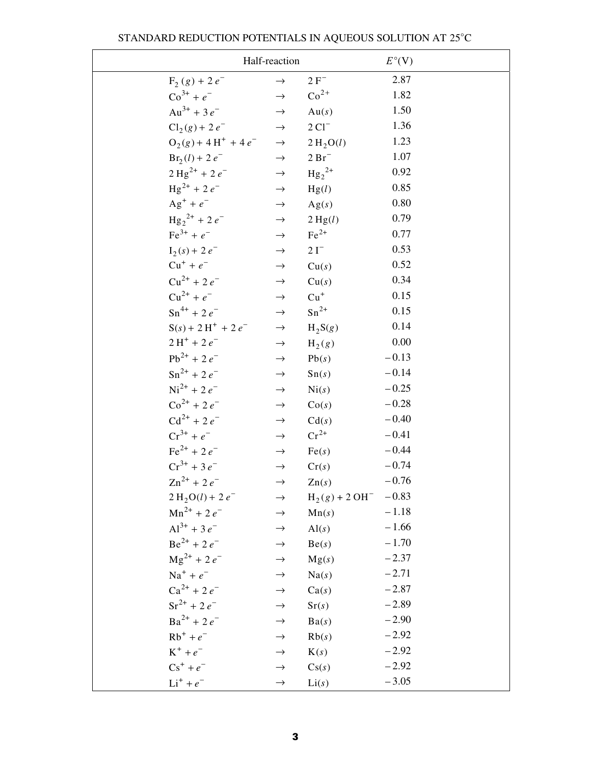# STANDARD REDUCTION POTENTIALS IN AQUEOUS SOLUTION AT 25°C

| Half-reaction | | | $E^\circ$(V) |
|---|---|---|---|
| $F_2(g) + 2e^-$ | $\rightarrow$ | $2F^-$ | 2.87 |
| $Co^{3+} + e^-$ | $\rightarrow$ | $Co^{2+}$ | 1.82 |
| $Au^{3+} + 3e^-$ | $\rightarrow$ | $Au(s)$ | 1.50 |
| $Cl_2(g) + 2e^-$ | $\rightarrow$ | $2Cl^-$ | 1.36 |
| $O_2(g) + 4H^+ + 4e^-$ | $\rightarrow$ | $2H_2O(l)$ | 1.23 |
| $Br_2(l) + 2e^-$ | $\rightarrow$ | $2Br^-$ | 1.07 |
| $2Hg^{2+} + 2e^-$ | $\rightarrow$ | $Hg_2^{2+}$ | 0.92 |
| $Hg^{2+} + 2e^-$ | $\rightarrow$ | $Hg(l)$ | 0.85 |
| $Ag^+ + e^-$ | $\rightarrow$ | $Ag(s)$ | 0.80 |
| $Hg_2^{2+} + 2e^-$ | $\rightarrow$ | $2Hg(l)$ | 0.79 |
| $Fe^{3+} + e^-$ | $\rightarrow$ | $Fe^{2+}$ | 0.77 |
| $I_2(s) + 2e^-$ | $\rightarrow$ | $2I^-$ | 0.53 |
| $Cu^+ + e^-$ | $\rightarrow$ | $Cu(s)$ | 0.52 |
| $Cu^{2+} + 2e^-$ | $\rightarrow$ | $Cu(s)$ | 0.34 |
| $Cu^{2+} + e^-$ | $\rightarrow$ | $Cu^+$ | 0.15 |
| $Sn^{4+} + 2e^-$ | $\rightarrow$ | $Sn^{2+}$ | 0.15 |
| $S(s) + 2H^+ + 2e^-$ | $\rightarrow$ | $H_2S(g)$ | 0.14 |
| $2H^+ + 2e^-$ | $\rightarrow$ | $H_2(g)$ | 0.00 |
| $Pb^{2+} + 2e^-$ | $\rightarrow$ | $Pb(s)$ | −0.13 |
| $Sn^{2+} + 2e^-$ | $\rightarrow$ | $Sn(s)$ | −0.14 |
| $Ni^{2+} + 2e^-$ | $\rightarrow$ | $Ni(s)$ | −0.25 |
| $Co^{2+} + 2e^-$ | $\rightarrow$ | $Co(s)$ | −0.28 |
| $Cd^{2+} + 2e^-$ | $\rightarrow$ | $Cd(s)$ | −0.40 |
| $Cr^{3+} + e^-$ | $\rightarrow$ | $Cr^{2+}$ | −0.41 |
| $Fe^{2+} + 2e^-$ | $\rightarrow$ | $Fe(s)$ | −0.44 |
| $Cr^{3+} + 3e^-$ | $\rightarrow$ | $Cr(s)$ | −0.74 |
| $Zn^{2+} + 2e^-$ | $\rightarrow$ | $Zn(s)$ | −0.76 |
| $2H_2O(l) + 2e^-$ | $\rightarrow$ | $H_2(g) + 2OH^-$ | −0.83 |
| $Mn^{2+} + 2e^-$ | $\rightarrow$ | $Mn(s)$ | −1.18 |
| $Al^{3+} + 3e^-$ | $\rightarrow$ | $Al(s)$ | −1.66 |
| $Be^{2+} + 2e^-$ | $\rightarrow$ | $Be(s)$ | −1.70 |
| $Mg^{2+} + 2e^-$ | $\rightarrow$ | $Mg(s)$ | −2.37 |
| $Na^+ + e^-$ | $\rightarrow$ | $Na(s)$ | −2.71 |
| $Ca^{2+} + 2e^-$ | $\rightarrow$ | $Ca(s)$ | −2.87 |
| $Sr^{2+} + 2e^-$ | $\rightarrow$ | $Sr(s)$ | −2.89 |
| $Ba^{2+} + 2e^-$ | $\rightarrow$ | $Ba(s)$ | −2.90 |
| $Rb^+ + e^-$ | $\rightarrow$ | $Rb(s)$ | −2.92 |
| $K^+ + e^-$ | $\rightarrow$ | $K(s)$ | −2.92 |
| $Cs^+ + e^-$ | $\rightarrow$ | $Cs(s)$ | −2.92 |
| $Li^+ + e^-$ | $\rightarrow$ | $Li(s)$ | −3.05 |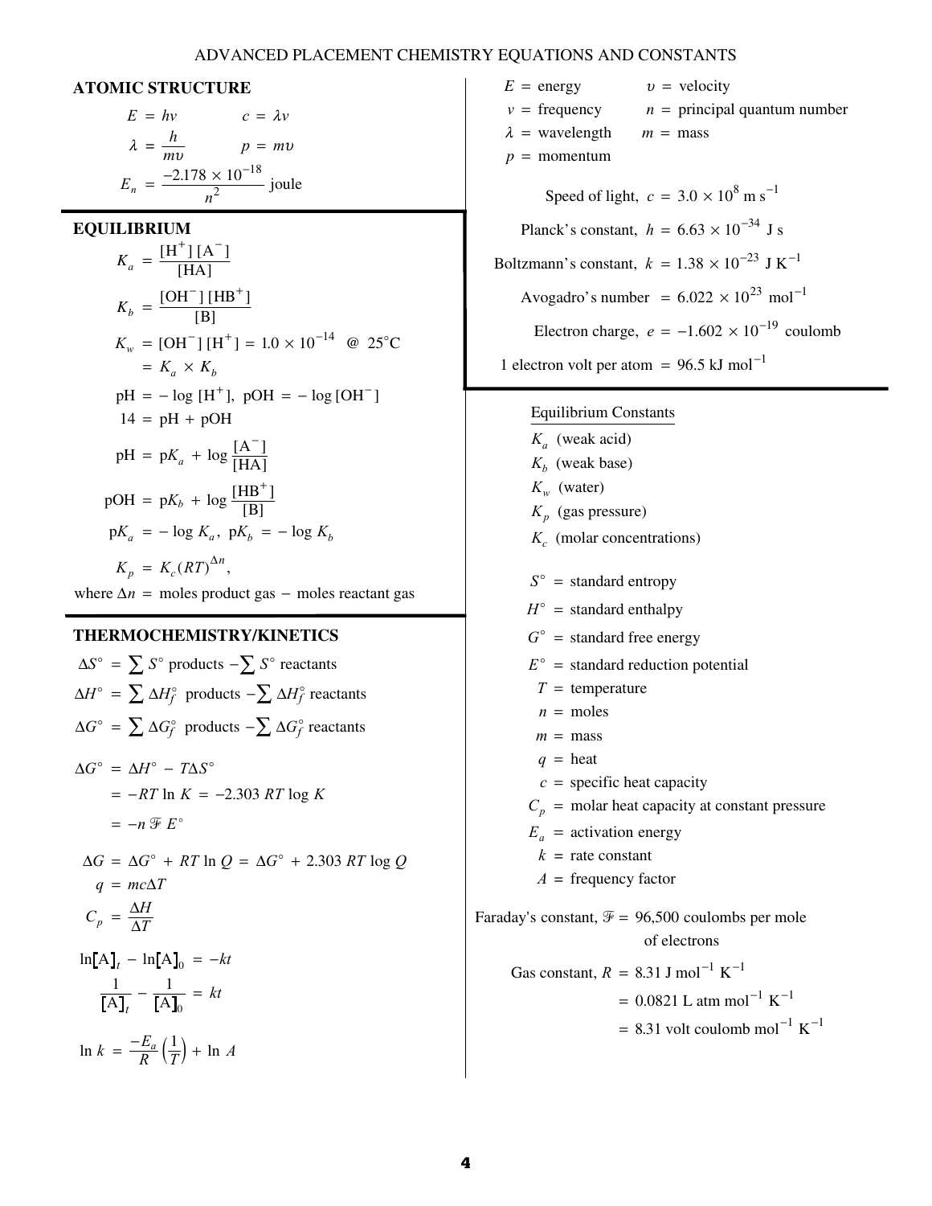# ADVANCED PLACEMENT CHEMISTRY EQUATIONS AND CONSTANTS

## ATOMIC STRUCTURE

$$E = h\nu \qquad c = \lambda\nu$$

$$\lambda = \frac{h}{m\upsilon} \qquad p = m\upsilon$$

$$E_n = \frac{-2.178 \times 10^{-18}}{n^2} \text{ joule}$$

$E$ = energy
$\nu$ = frequency
$\lambda$ = wavelength
$p$ = momentum
$\upsilon$ = velocity
$n$ = principal quantum number
$m$ = mass

Speed of light, $c = 3.0 \times 10^{8}$ m s$^{-1}$

Planck's constant, $h = 6.63 \times 10^{-34}$ J s

Boltzmann's constant, $k = 1.38 \times 10^{-23}$ J K$^{-1}$

Avogadro's number $= 6.022 \times 10^{23}$ mol$^{-1}$

Electron charge, $e = -1.602 \times 10^{-19}$ coulomb

1 electron volt per atom = 96.5 kJ mol$^{-1}$

## EQUILIBRIUM

$$K_a = \frac{[H^+][A^-]}{[HA]}$$

$$K_b = \frac{[OH^-][HB^+]}{[B]}$$

$$K_w = [OH^-][H^+] = 1.0 \times 10^{-14} \quad @ \; 25^\circ C$$
$$= K_a \times K_b$$

$$pH = -\log [H^+], \; pOH = -\log [OH^-]$$

$$14 = pH + pOH$$

$$pH = pK_a + \log \frac{[A^-]}{[HA]}$$

$$pOH = pK_b + \log \frac{[HB^+]}{[B]}$$

$$pK_a = -\log K_a, \; pK_b = -\log K_b$$

$$K_p = K_c(RT)^{\Delta n},$$

where $\Delta n$ = moles product gas − moles reactant gas

Equilibrium Constants

$K_a$ (weak acid)
$K_b$ (weak base)
$K_w$ (water)
$K_p$ (gas pressure)
$K_c$ (molar concentrations)

## THERMOCHEMISTRY/KINETICS

$$\Delta S^\circ = \sum S^\circ \text{ products} - \sum S^\circ \text{ reactants}$$

$$\Delta H^\circ = \sum \Delta H_f^\circ \text{ products} - \sum \Delta H_f^\circ \text{ reactants}$$

$$\Delta G^\circ = \sum \Delta G_f^\circ \text{ products} - \sum \Delta G_f^\circ \text{ reactants}$$

$$\Delta G^\circ = \Delta H^\circ - T\Delta S^\circ$$
$$= -RT \ln K = -2.303\, RT \log K$$
$$= -n \mathcal{F} E^\circ$$

$$\Delta G = \Delta G^\circ + RT \ln Q = \Delta G^\circ + 2.303\, RT \log Q$$

$$q = mc\Delta T$$

$$C_p = \frac{\Delta H}{\Delta T}$$

$$\ln[A]_t - \ln[A]_0 = -kt$$

$$\frac{1}{[A]_t} - \frac{1}{[A]_0} = kt$$

$$\ln k = \frac{-E_a}{R}\left(\frac{1}{T}\right) + \ln A$$

$S^\circ$ = standard entropy
$H^\circ$ = standard enthalpy
$G^\circ$ = standard free energy
$E^\circ$ = standard reduction potential
$T$ = temperature
$n$ = moles
$m$ = mass
$q$ = heat
$c$ = specific heat capacity
$C_p$ = molar heat capacity at constant pressure
$E_a$ = activation energy
$k$ = rate constant
$A$ = frequency factor

Faraday's constant, $\mathcal{F}$ = 96,500 coulombs per mole of electrons

Gas constant, $R$ = 8.31 J mol$^{-1}$ K$^{-1}$
= 0.0821 L atm mol$^{-1}$ K$^{-1}$
= 8.31 volt coulomb mol$^{-1}$ K$^{-1}$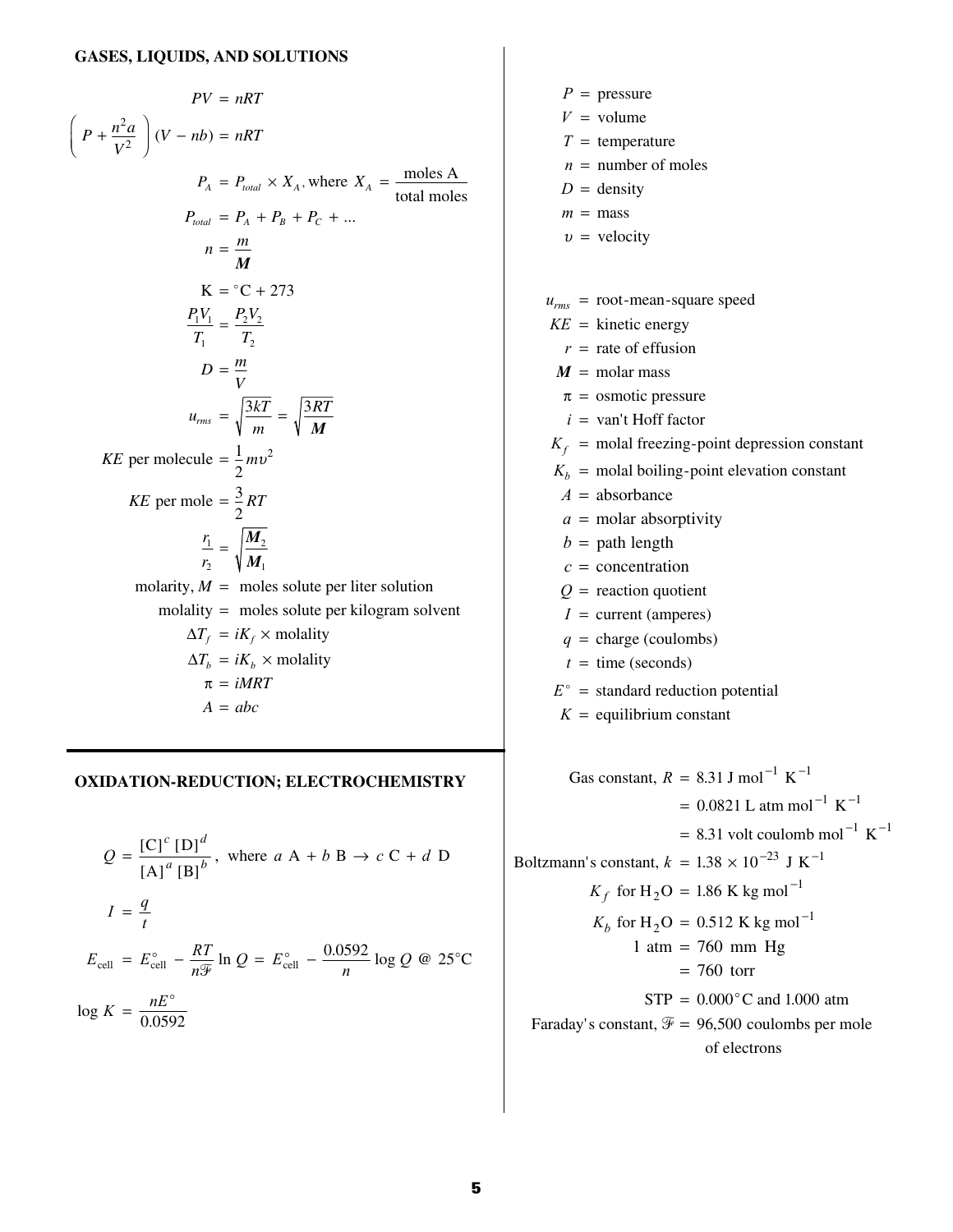## GASES, LIQUIDS, AND SOLUTIONS

$$PV = nRT$$

$$\left(P + \frac{n^2 a}{V^2}\right)(V - nb) = nRT$$

$$P_A = P_{total} \times X_A, \text{ where } X_A = \frac{\text{moles A}}{\text{total moles}}$$

$$P_{total} = P_A + P_B + P_C + \ldots$$

$$n = \frac{m}{\boldsymbol{M}}$$

$$\text{K} = {}^\circ\text{C} + 273$$

$$\frac{P_1 V_1}{T_1} = \frac{P_2 V_2}{T_2}$$

$$D = \frac{m}{V}$$

$$u_{rms} = \sqrt{\frac{3kT}{m}} = \sqrt{\frac{3RT}{\boldsymbol{M}}}$$

$$KE \text{ per molecule} = \frac{1}{2} m \upsilon^2$$

$$KE \text{ per mole} = \frac{3}{2} RT$$

$$\frac{r_1}{r_2} = \sqrt{\frac{\boldsymbol{M}_2}{\boldsymbol{M}_1}}$$

molarity, $M$ = moles solute per liter solution

molality = moles solute per kilogram solvent

$$\Delta T_f = iK_f \times \text{molality}$$

$$\Delta T_b = iK_b \times \text{molality}$$

$$\pi = iMRT$$

$$A = abc$$

$P$ = pressure
$V$ = volume
$T$ = temperature
$n$ = number of moles
$D$ = density
$m$ = mass
$\upsilon$ = velocity

$u_{rms}$ = root-mean-square speed
$KE$ = kinetic energy
$r$ = rate of effusion
$\boldsymbol{M}$ = molar mass
$\pi$ = osmotic pressure
$i$ = van't Hoff factor
$K_f$ = molal freezing-point depression constant
$K_b$ = molal boiling-point elevation constant
$A$ = absorbance
$a$ = molar absorptivity
$b$ = path length
$c$ = concentration
$Q$ = reaction quotient
$I$ = current (amperes)
$q$ = charge (coulombs)
$t$ = time (seconds)
$E^\circ$ = standard reduction potential
$K$ = equilibrium constant

## OXIDATION-REDUCTION; ELECTROCHEMISTRY

$$Q = \frac{[\text{C}]^c [\text{D}]^d}{[\text{A}]^a [\text{B}]^b}, \text{ where } a\text{ A} + b\text{ B} \rightarrow c\text{ C} + d\text{ D}$$

$$I = \frac{q}{t}$$

$$E_{\text{cell}} = E^\circ_{\text{cell}} - \frac{RT}{n\mathcal{F}} \ln Q = E^\circ_{\text{cell}} - \frac{0.0592}{n} \log Q \text{ @ } 25^\circ\text{C}$$

$$\log K = \frac{nE^\circ}{0.0592}$$

Gas constant, $R$ = 8.31 J mol$^{-1}$ K$^{-1}$
= 0.0821 L atm mol$^{-1}$ K$^{-1}$
= 8.31 volt coulomb mol$^{-1}$ K$^{-1}$

Boltzmann's constant, $k$ = $1.38 \times 10^{-23}$ J K$^{-1}$

$K_f$ for $H_2O$ = 1.86 K kg mol$^{-1}$

$K_b$ for $H_2O$ = 0.512 K kg mol$^{-1}$

1 atm = 760 mm Hg
= 760 torr

STP = 0.000°C and 1.000 atm

Faraday's constant, $\mathcal{F}$ = 96,500 coulombs per mole of electrons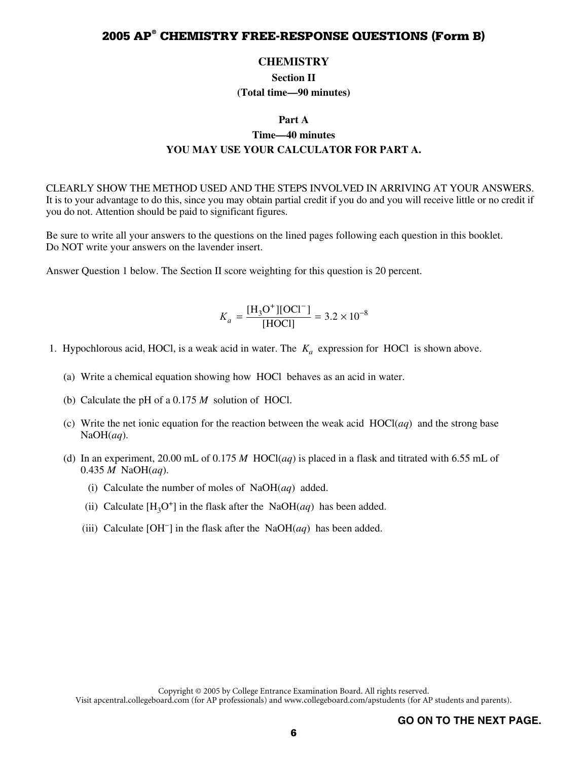# CHEMISTRY

## Section II

**(Total time—90 minutes)**

### Part A

**Time—40 minutes**

**YOU MAY USE YOUR CALCULATOR FOR PART A.**

CLEARLY SHOW THE METHOD USED AND THE STEPS INVOLVED IN ARRIVING AT YOUR ANSWERS. It is to your advantage to do this, since you may obtain partial credit if you do and you will receive little or no credit if you do not. Attention should be paid to significant figures.

Be sure to write all your answers to the questions on the lined pages following each question in this booklet. Do NOT write your answers on the lavender insert.

Answer Question 1 below. The Section II score weighting for this question is 20 percent.

$$K_a = \frac{[H_3O^+][OCl^-]}{[HOCl]} = 3.2 \times 10^{-8}$$

1. Hypochlorous acid, HOCl, is a weak acid in water. The $K_a$ expression for HOCl is shown above.

   (a) Write a chemical equation showing how HOCl behaves as an acid in water.

   (b) Calculate the pH of a 0.175 *M* solution of HOCl.

   (c) Write the net ionic equation for the reaction between the weak acid HOCl(*aq*) and the strong base NaOH(*aq*).

   (d) In an experiment, 20.00 mL of 0.175 *M* HOCl(*aq*) is placed in a flask and titrated with 6.55 mL of 0.435 *M* NaOH(*aq*).

   (i) Calculate the number of moles of NaOH(*aq*) added.

   (ii) Calculate $[H_3O^+]$ in the flask after the NaOH(*aq*) has been added.

   (iii) Calculate $[OH^-]$ in the flask after the NaOH(*aq*) has been added.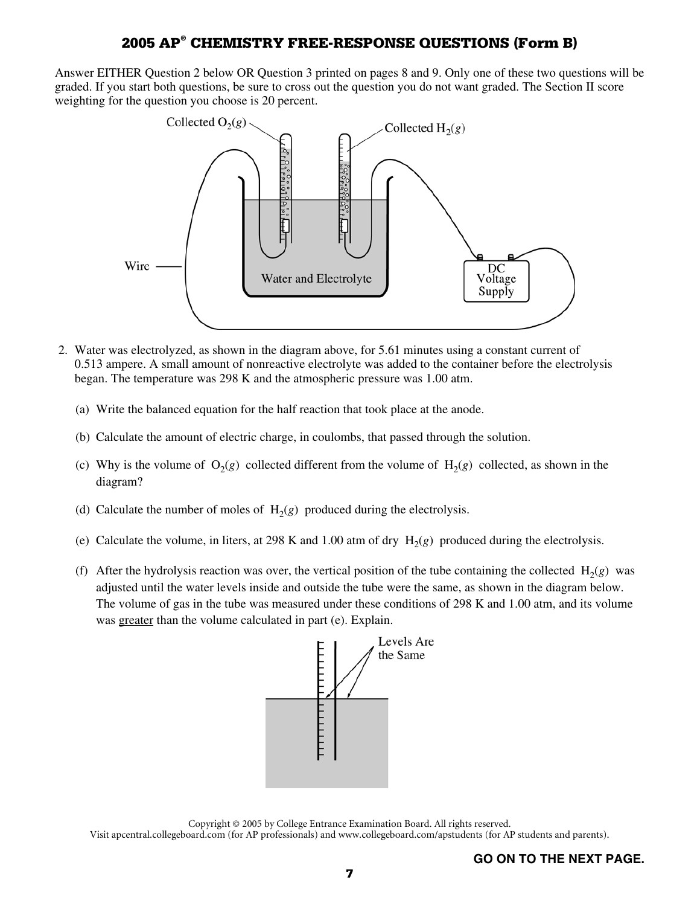## 2005 AP® CHEMISTRY FREE-RESPONSE QUESTIONS (Form B)

Answer EITHER Question 2 below OR Question 3 printed on pages 8 and 9. Only one of these two questions will be graded. If you start both questions, be sure to cross out the question you do not want graded. The Section II score weighting for the question you choose is 20 percent.

2. Water was electrolyzed, as shown in the diagram above, for 5.61 minutes using a constant current of 0.513 ampere. A small amount of nonreactive electrolyte was added to the container before the electrolysis began. The temperature was 298 K and the atmospheric pressure was 1.00 atm.

   (a) Write the balanced equation for the half reaction that took place at the anode.

   (b) Calculate the amount of electric charge, in coulombs, that passed through the solution.

   (c) Why is the volume of $O_2(g)$ collected different from the volume of $H_2(g)$ collected, as shown in the diagram?

   (d) Calculate the number of moles of $H_2(g)$ produced during the electrolysis.

   (e) Calculate the volume, in liters, at 298 K and 1.00 atm of dry $H_2(g)$ produced during the electrolysis.

   (f) After the hydrolysis reaction was over, the vertical position of the tube containing the collected $H_2(g)$ was adjusted until the water levels inside and outside the tube were the same, as shown in the diagram below. The volume of gas in the tube was measured under these conditions of 298 K and 1.00 atm, and its volume was <u>greater</u> than the volume calculated in part (e). Explain.

Copyright © 2005 by College Entrance Examination Board. All rights reserved.
Visit apcentral.collegeboard.com (for AP professionals) and www.collegeboard.com/apstudents (for AP students and parents).

GO ON TO THE NEXT PAGE.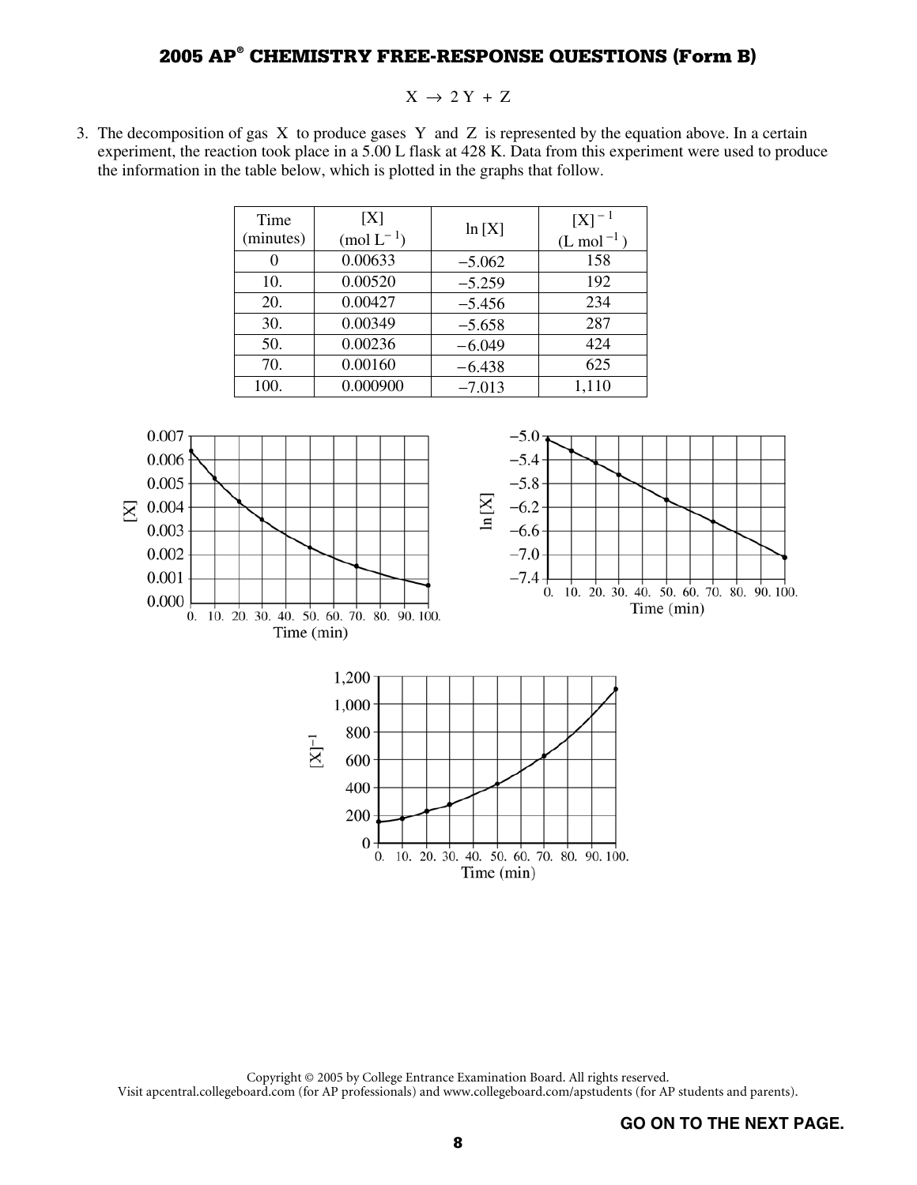$$X \rightarrow 2\,Y + Z$$

3. The decomposition of gas X to produce gases Y and Z is represented by the equation above. In a certain experiment, the reaction took place in a 5.00 L flask at 428 K. Data from this experiment were used to produce the information in the table below, which is plotted in the graphs that follow.

| Time (minutes) | [X] (mol $L^{-1}$) | ln [X] | $[X]^{-1}$ (L $mol^{-1}$) |
|---|---|---|---|
| 0 | 0.00633 | −5.062 | 158 |
| 10. | 0.00520 | −5.259 | 192 |
| 20. | 0.00427 | −5.456 | 234 |
| 30. | 0.00349 | −5.658 | 287 |
| 50. | 0.00236 | −6.049 | 424 |
| 70. | 0.00160 | −6.438 | 625 |
| 100. | 0.000900 | −7.013 | 1,110 |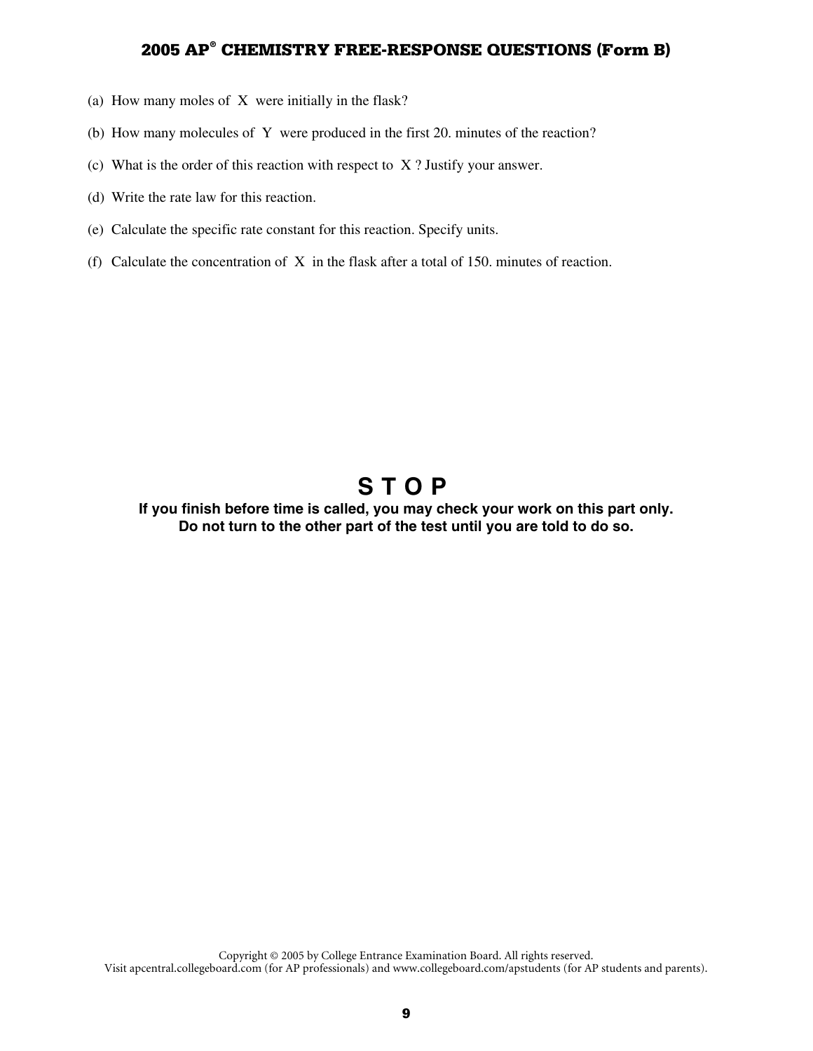(a) How many moles of X were initially in the flask?

(b) How many molecules of Y were produced in the first 20. minutes of the reaction?

(c) What is the order of this reaction with respect to X ? Justify your answer.

(d) Write the rate law for this reaction.

(e) Calculate the specific rate constant for this reaction. Specify units.

(f) Calculate the concentration of X in the flask after a total of 150. minutes of reaction.

# S T O P

**If you finish before time is called, you may check your work on this part only.**
**Do not turn to the other part of the test until you are told to do so.**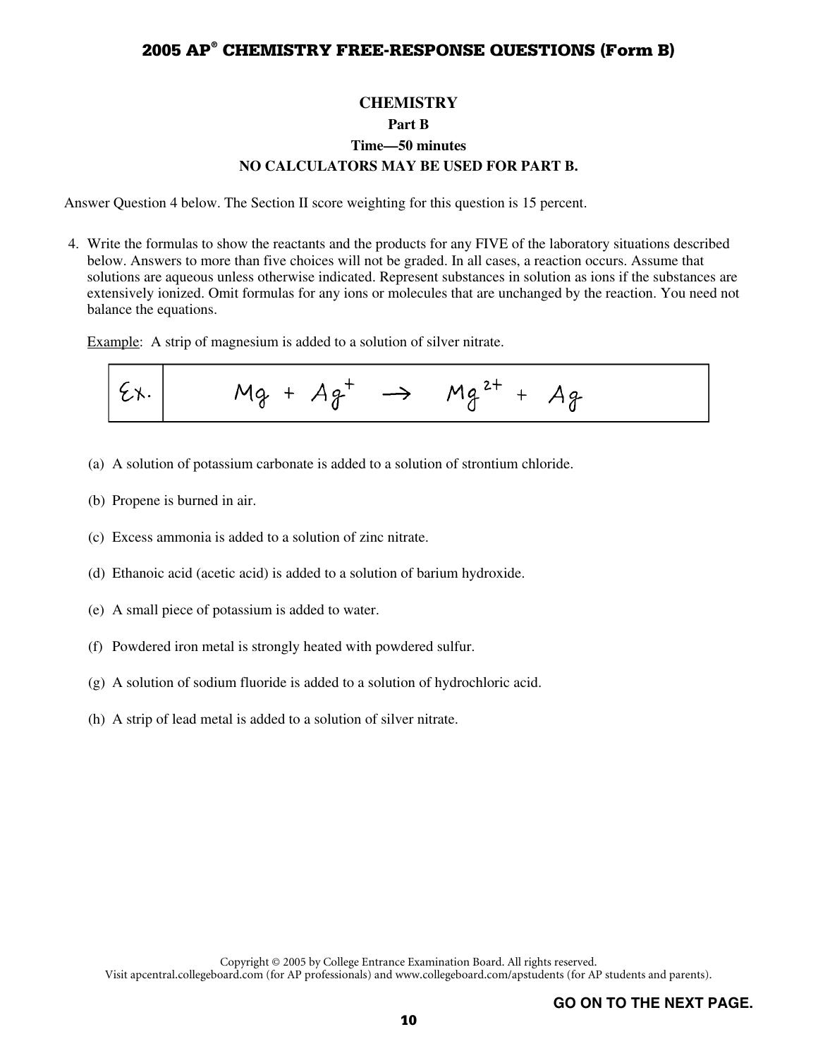# CHEMISTRY

### Part B

### Time—50 minutes

### NO CALCULATORS MAY BE USED FOR PART B.

Answer Question 4 below. The Section II score weighting for this question is 15 percent.

4. Write the formulas to show the reactants and the products for any FIVE of the laboratory situations described below. Answers to more than five choices will not be graded. In all cases, a reaction occurs. Assume that solutions are aqueous unless otherwise indicated. Represent substances in solution as ions if the substances are extensively ionized. Omit formulas for any ions or molecules that are unchanged by the reaction. You need not balance the equations.

   Example: A strip of magnesium is added to a solution of silver nitrate.

   | Ex. | $Mg + Ag^{+} \rightarrow Mg^{2+} + Ag$ |
   |---|---|

   (a) A solution of potassium carbonate is added to a solution of strontium chloride.

   (b) Propene is burned in air.

   (c) Excess ammonia is added to a solution of zinc nitrate.

   (d) Ethanoic acid (acetic acid) is added to a solution of barium hydroxide.

   (e) A small piece of potassium is added to water.

   (f) Powdered iron metal is strongly heated with powdered sulfur.

   (g) A solution of sodium fluoride is added to a solution of hydrochloric acid.

   (h) A strip of lead metal is added to a solution of silver nitrate.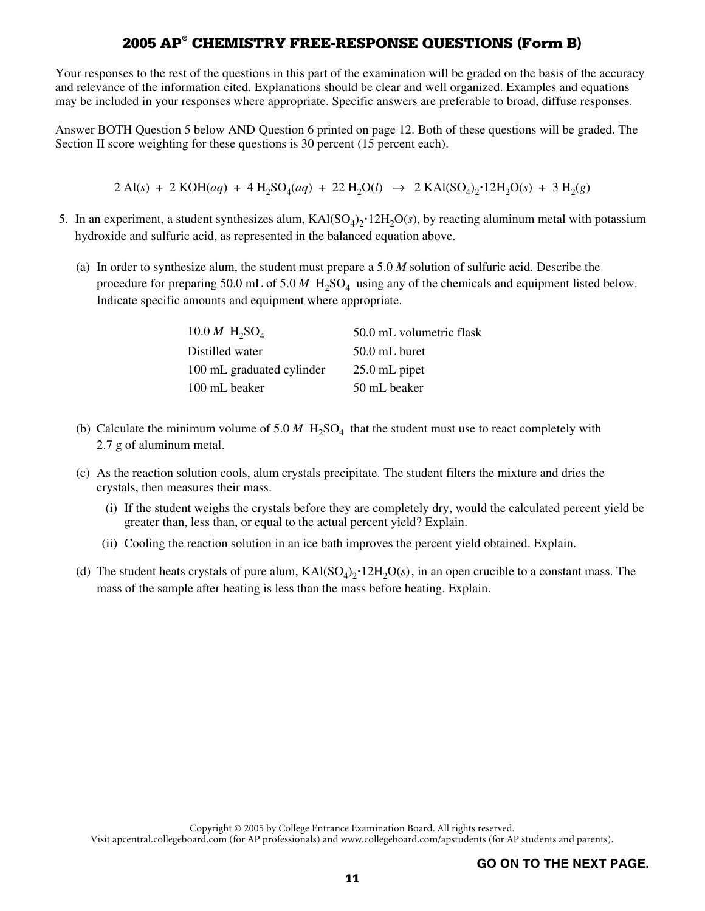## 2005 AP® CHEMISTRY FREE-RESPONSE QUESTIONS (Form B)

Your responses to the rest of the questions in this part of the examination will be graded on the basis of the accuracy and relevance of the information cited. Explanations should be clear and well organized. Examples and equations may be included in your responses where appropriate. Specific answers are preferable to broad, diffuse responses.

Answer BOTH Question 5 below AND Question 6 printed on page 12. Both of these questions will be graded. The Section II score weighting for these questions is 30 percent (15 percent each).

$$2\ Al(s)\ +\ 2\ KOH(aq)\ +\ 4\ H_2SO_4(aq)\ +\ 22\ H_2O(l)\ \rightarrow\ 2\ KAl(SO_4)_2{\cdot}12H_2O(s)\ +\ 3\ H_2(g)$$

5. In an experiment, a student synthesizes alum, $KAl(SO_4)_2{\cdot}12H_2O(s)$, by reacting aluminum metal with potassium hydroxide and sulfuric acid, as represented in the balanced equation above.

   (a) In order to synthesize alum, the student must prepare a 5.0 *M* solution of sulfuric acid. Describe the procedure for preparing 50.0 mL of 5.0 *M* $H_2SO_4$ using any of the chemicals and equipment listed below. Indicate specific amounts and equipment where appropriate.

   | | |
   |---|---|
   | 10.0 *M* $H_2SO_4$ | 50.0 mL volumetric flask |
   | Distilled water | 50.0 mL buret |
   | 100 mL graduated cylinder | 25.0 mL pipet |
   | 100 mL beaker | 50 mL beaker |

   (b) Calculate the minimum volume of 5.0 *M* $H_2SO_4$ that the student must use to react completely with 2.7 g of aluminum metal.

   (c) As the reaction solution cools, alum crystals precipitate. The student filters the mixture and dries the crystals, then measures their mass.

      (i) If the student weighs the crystals before they are completely dry, would the calculated percent yield be greater than, less than, or equal to the actual percent yield? Explain.

      (ii) Cooling the reaction solution in an ice bath improves the percent yield obtained. Explain.

   (d) The student heats crystals of pure alum, $KAl(SO_4)_2{\cdot}12H_2O(s)$, in an open crucible to a constant mass. The mass of the sample after heating is less than the mass before heating. Explain.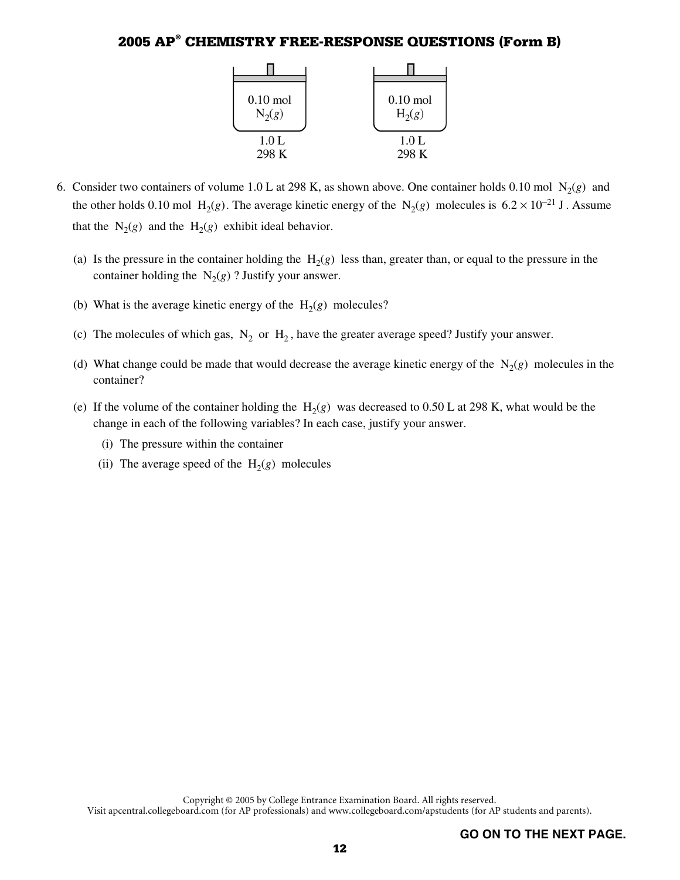| 0.10 mol $N_2(g)$ | 0.10 mol $H_2(g)$ |
|---|---|
| 1.0 L | 1.0 L |
| 298 K | 298 K |

6. Consider two containers of volume 1.0 L at 298 K, as shown above. One container holds 0.10 mol $N_2(g)$ and the other holds 0.10 mol $H_2(g)$. The average kinetic energy of the $N_2(g)$ molecules is $6.2 \times 10^{-21}$ J. Assume that the $N_2(g)$ and the $H_2(g)$ exhibit ideal behavior.

   (a) Is the pressure in the container holding the $H_2(g)$ less than, greater than, or equal to the pressure in the container holding the $N_2(g)$? Justify your answer.

   (b) What is the average kinetic energy of the $H_2(g)$ molecules?

   (c) The molecules of which gas, $N_2$ or $H_2$, have the greater average speed? Justify your answer.

   (d) What change could be made that would decrease the average kinetic energy of the $N_2(g)$ molecules in the container?

   (e) If the volume of the container holding the $H_2(g)$ was decreased to 0.50 L at 298 K, what would be the change in each of the following variables? In each case, justify your answer.

      (i) The pressure within the container

      (ii) The average speed of the $H_2(g)$ molecules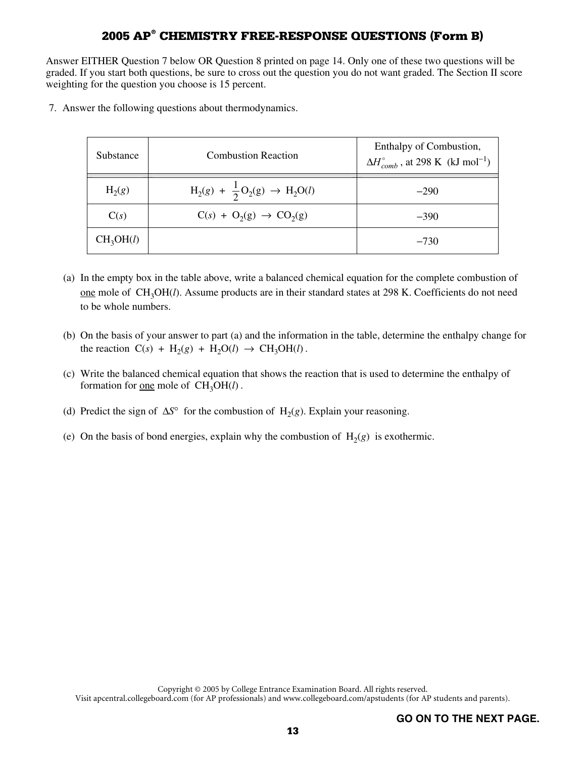## 2005 AP® CHEMISTRY FREE-RESPONSE QUESTIONS (Form B)

Answer EITHER Question 7 below OR Question 8 printed on page 14. Only one of these two questions will be graded. If you start both questions, be sure to cross out the question you do not want graded. The Section II score weighting for the question you choose is 15 percent.

7. Answer the following questions about thermodynamics.

| Substance | Combustion Reaction | Enthalpy of Combustion, $\Delta H^\circ_{comb}$, at 298 K (kJ mol$^{-1}$) |
|---|---|---|
| $H_2(g)$ | $H_2(g) + \frac{1}{2}O_2(g) \rightarrow H_2O(l)$ | −290 |
| $C(s)$ | $C(s) + O_2(g) \rightarrow CO_2(g)$ | −390 |
| $CH_3OH(l)$ | | −730 |

(a) In the empty box in the table above, write a balanced chemical equation for the complete combustion of one mole of $CH_3OH(l)$. Assume products are in their standard states at 298 K. Coefficients do not need to be whole numbers.

(b) On the basis of your answer to part (a) and the information in the table, determine the enthalpy change for the reaction $C(s) + H_2(g) + H_2O(l) \rightarrow CH_3OH(l)$.

(c) Write the balanced chemical equation that shows the reaction that is used to determine the enthalpy of formation for one mole of $CH_3OH(l)$.

(d) Predict the sign of $\Delta S^\circ$ for the combustion of $H_2(g)$. Explain your reasoning.

(e) On the basis of bond energies, explain why the combustion of $H_2(g)$ is exothermic.

GO ON TO THE NEXT PAGE.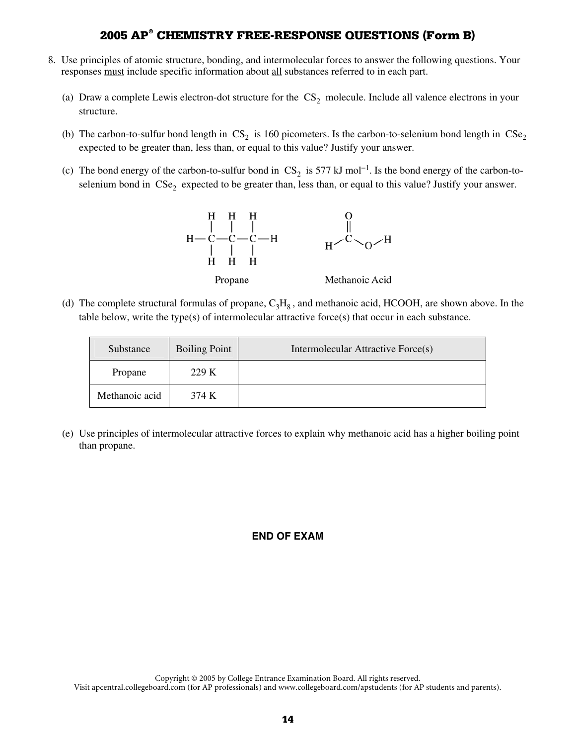8. Use principles of atomic structure, bonding, and intermolecular forces to answer the following questions. Your responses must include specific information about all substances referred to in each part.

   (a) Draw a complete Lewis electron-dot structure for the $CS_2$ molecule. Include all valence electrons in your structure.

   (b) The carbon-to-sulfur bond length in $CS_2$ is 160 picometers. Is the carbon-to-selenium bond length in $CSe_2$ expected to be greater than, less than, or equal to this value? Justify your answer.

   (c) The bond energy of the carbon-to-sulfur bond in $CS_2$ is 577 kJ mol$^{-1}$. Is the bond energy of the carbon-to-selenium bond in $CSe_2$ expected to be greater than, less than, or equal to this value? Justify your answer.

Propane

Methanoic Acid

   (d) The complete structural formulas of propane, $C_3H_8$, and methanoic acid, HCOOH, are shown above. In the table below, write the type(s) of intermolecular attractive force(s) that occur in each substance.

| Substance | Boiling Point | Intermolecular Attractive Force(s) |
| --- | --- | --- |
| Propane | 229 K | |
| Methanoic acid | 374 K | |

   (e) Use principles of intermolecular attractive forces to explain why methanoic acid has a higher boiling point than propane.

**END OF EXAM**